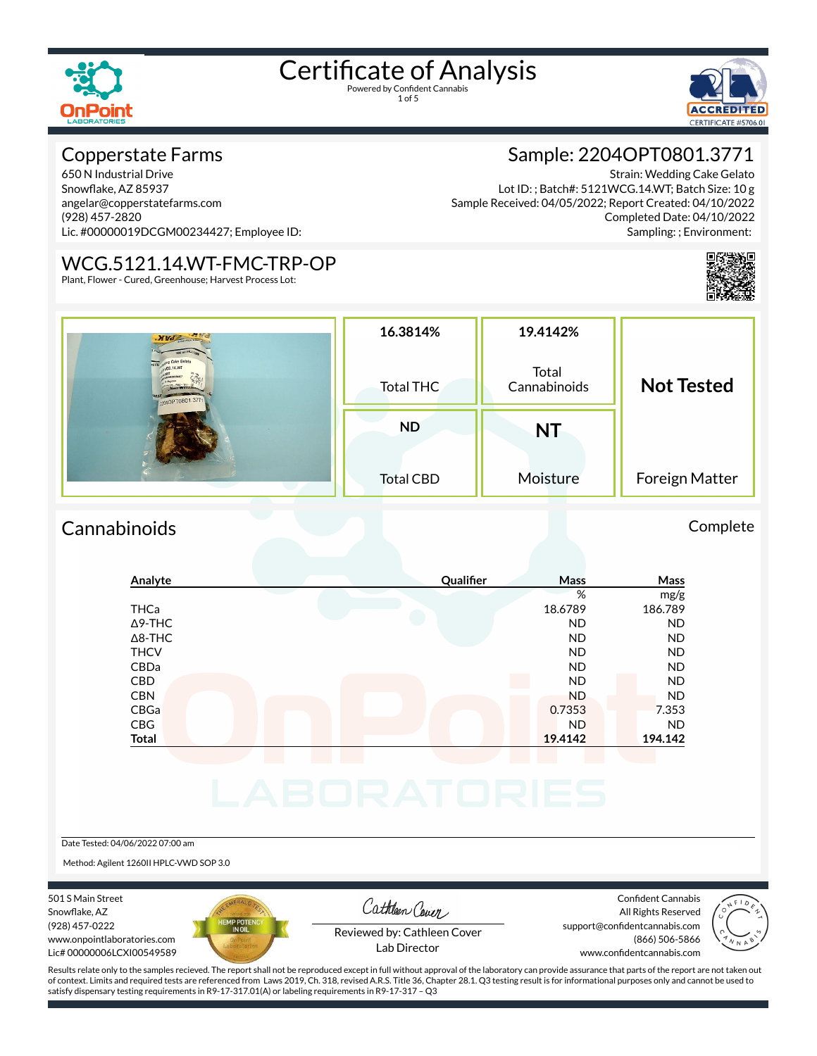# Certificate of Analysis

Powered by Confident Cannabis

## Copperstate Farms

650 N Industrial Drive
Snowflake, AZ 85937
angelar@copperstatefarms.com
(928) 457-2820
Lic. #00000019DCGM00234427; Employee ID:

## Sample: 2204OPT0801.3771

Strain: Wedding Cake Gelato
Lot ID: ; Batch#: 5121WCG.14.WT; Batch Size: 10 g
Sample Received: 04/05/2022; Report Created: 04/10/2022
Completed Date: 04/10/2022
Sampling: ; Environment:

## WCG.5121.14.WT-FMC-TRP-OP

Plant, Flower - Cured, Greenhouse; Harvest Process Lot:

| 16.3814% | 19.4142% | Not Tested |
|---|---|---|
| Total THC | Total Cannabinoids | |
| **ND** | **NT** | |
| Total CBD | Moisture | Foreign Matter |

## Cannabinoids

Complete

| Analyte | Qualifier | Mass % | Mass mg/g |
|---|---|---|---|
| THCa | | 18.6789 | 186.789 |
| Δ9-THC | | ND | ND |
| Δ8-THC | | ND | ND |
| THCV | | ND | ND |
| CBDa | | ND | ND |
| CBD | | ND | ND |
| CBN | | ND | ND |
| CBGa | | 0.7353 | 7.353 |
| CBG | | ND | ND |
| **Total** | | **19.4142** | **194.142** |

Date Tested: 04/06/2022 07:00 am

Method: Agilent 1260II HPLC-VWD SOP 3.0

501 S Main Street
Snowflake, AZ
(928) 457-0222
www.onpointlaboratories.com
Lic# 00000006LCXI00549589

Reviewed by: Cathleen Cover
Lab Director

Confident Cannabis
All Rights Reserved
support@confidentcannabis.com
(866) 506-5866
www.confidentcannabis.com

Results relate only to the samples recieved. The report shall not be reproduced except in full without approval of the laboratory can provide assurance that parts of the report are not taken out of context. Limits and required tests are referenced from Laws 2019, Ch. 318, revised A.R.S. Title 36, Chapter 28.1. Q3 testing result is for informational purposes only and cannot be used to satisfy dispensary testing requirements in R9-17-317.01(A) or labeling requirements in R9-17-317 – Q3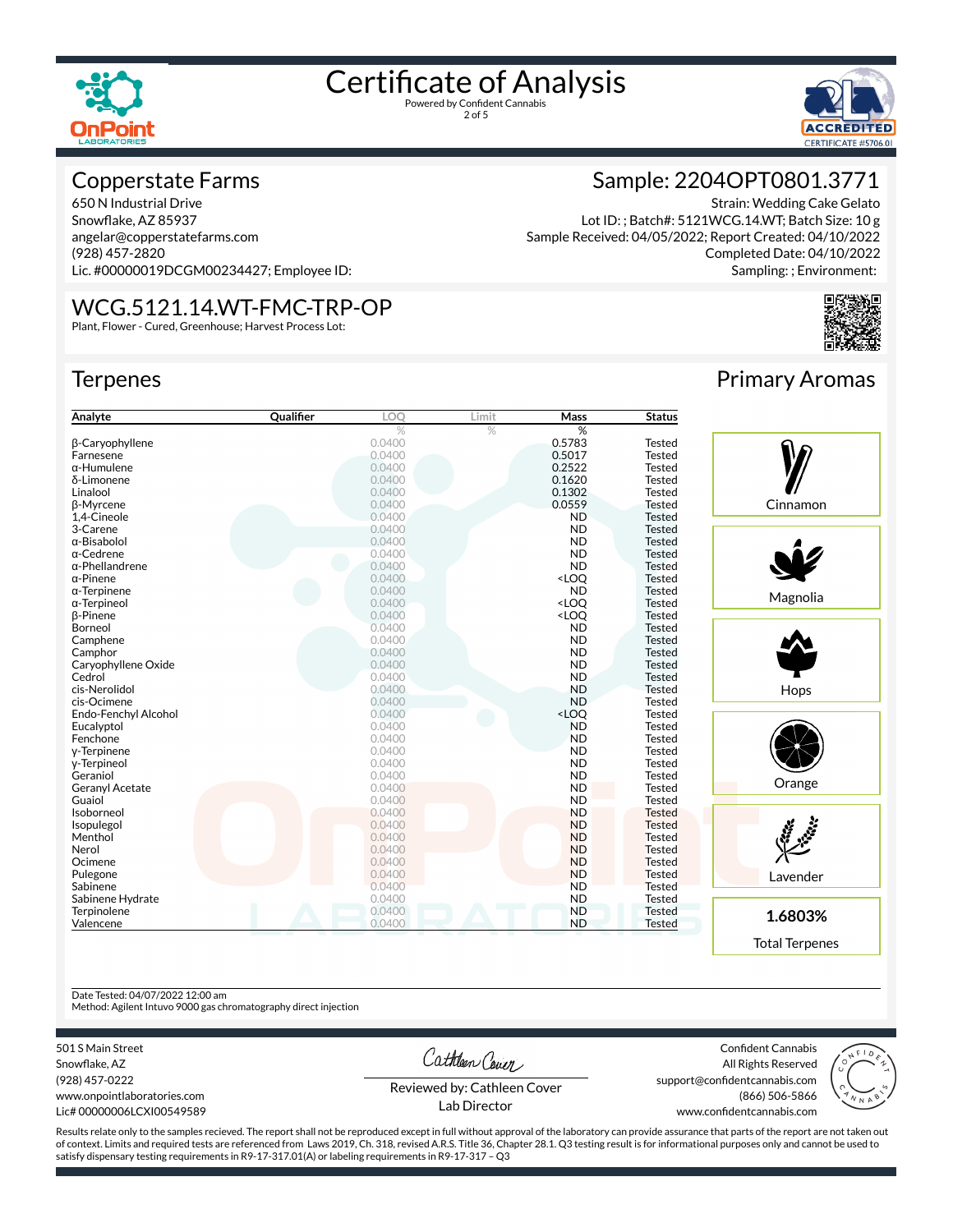# Certificate of Analysis

Powered by Confident Cannabis

## Copperstate Farms

650 N Industrial Drive
Snowflake, AZ 85937
angelar@copperstatefarms.com
(928) 457-2820
Lic. #00000019DCGM00234427; Employee ID:

## Sample: 2204OPT0801.3771

Strain: Wedding Cake Gelato
Lot ID: ; Batch#: 5121WCG.14.WT; Batch Size: 10 g
Sample Received: 04/05/2022; Report Created: 04/10/2022
Completed Date: 04/10/2022
Sampling: ; Environment:

## WCG.5121.14.WT-FMC-TRP-OP

Plant, Flower - Cured, Greenhouse; Harvest Process Lot:

## Terpenes

| Analyte | Qualifier | LOQ | Limit | Mass | Status |
|---|---|---|---|---|---|
| | | % | % | % | |
| β-Caryophyllene | | 0.0400 | | 0.5783 | Tested |
| Farnesene | | 0.0400 | | 0.5017 | Tested |
| α-Humulene | | 0.0400 | | 0.2522 | Tested |
| δ-Limonene | | 0.0400 | | 0.1620 | Tested |
| Linalool | | 0.0400 | | 0.1302 | Tested |
| β-Myrcene | | 0.0400 | | 0.0559 | Tested |
| 1,4-Cineole | | 0.0400 | | ND | Tested |
| 3-Carene | | 0.0400 | | ND | Tested |
| α-Bisabolol | | 0.0400 | | ND | Tested |
| α-Cedrene | | 0.0400 | | ND | Tested |
| α-Phellandrene | | 0.0400 | | ND | Tested |
| α-Pinene | | 0.0400 | | <LOQ | Tested |
| α-Terpinene | | 0.0400 | | ND | Tested |
| α-Terpineol | | 0.0400 | | <LOQ | Tested |
| β-Pinene | | 0.0400 | | <LOQ | Tested |
| Borneol | | 0.0400 | | ND | Tested |
| Camphene | | 0.0400 | | ND | Tested |
| Camphor | | 0.0400 | | ND | Tested |
| Caryophyllene Oxide | | 0.0400 | | ND | Tested |
| Cedrol | | 0.0400 | | ND | Tested |
| cis-Nerolidol | | 0.0400 | | ND | Tested |
| cis-Ocimene | | 0.0400 | | ND | Tested |
| Endo-Fenchyl Alcohol | | 0.0400 | | <LOQ | Tested |
| Eucalyptol | | 0.0400 | | ND | Tested |
| Fenchone | | 0.0400 | | ND | Tested |
| γ-Terpinene | | 0.0400 | | ND | Tested |
| γ-Terpineol | | 0.0400 | | ND | Tested |
| Geraniol | | 0.0400 | | ND | Tested |
| Geranyl Acetate | | 0.0400 | | ND | Tested |
| Guaiol | | 0.0400 | | ND | Tested |
| Isoborneol | | 0.0400 | | ND | Tested |
| Isopulegol | | 0.0400 | | ND | Tested |
| Menthol | | 0.0400 | | ND | Tested |
| Nerol | | 0.0400 | | ND | Tested |
| Ocimene | | 0.0400 | | ND | Tested |
| Pulegone | | 0.0400 | | ND | Tested |
| Sabinene | | 0.0400 | | ND | Tested |
| Sabinene Hydrate | | 0.0400 | | ND | Tested |
| Terpinolene | | 0.0400 | | ND | Tested |
| Valencene | | 0.0400 | | ND | Tested |

## Primary Aromas

- Cinnamon
- Magnolia
- Hops
- Orange
- Lavender

**1.6803%**

Total Terpenes

Date Tested: 04/07/2022 12:00 am
Method: Agilent Intuvo 9000 gas chromatography direct injection

501 S Main Street
Snowflake, AZ
(928) 457-0222
www.onpointlaboratories.com
Lic# 00000006LCXI00549589

Reviewed by: Cathleen Cover
Lab Director

Confident Cannabis
All Rights Reserved
support@confidentcannabis.com
(866) 506-5866
www.confidentcannabis.com

Results relate only to the samples recieved. The report shall not be reproduced except in full without approval of the laboratory can provide assurance that parts of the report are not taken out of context. Limits and required tests are referenced from Laws 2019, Ch. 318, revised A.R.S. Title 36, Chapter 28.1. Q3 testing result is for informational purposes only and cannot be used to satisfy dispensary testing requirements in R9-17-317.01(A) or labeling requirements in R9-17-317 – Q3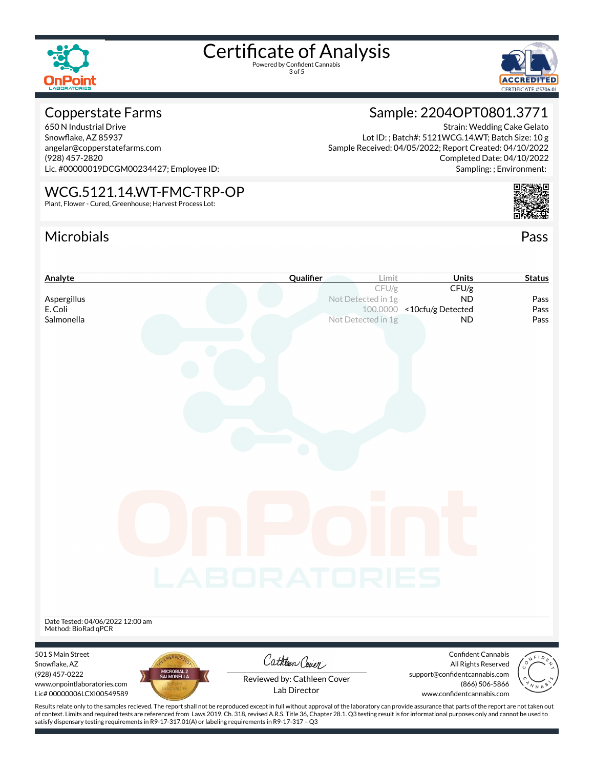# Certificate of Analysis

Powered by Confident Cannabis

## Copperstate Farms

650 N Industrial Drive
Snowflake, AZ 85937
angelar@copperstatefarms.com
(928) 457-2820
Lic. #00000019DCGM00234427; Employee ID:

## Sample: 2204OPT0801.3771

Strain: Wedding Cake Gelato
Lot ID: ; Batch#: 5121WCG.14.WT; Batch Size: 10 g
Sample Received: 04/05/2022; Report Created: 04/10/2022
Completed Date: 04/10/2022
Sampling: ; Environment:

## WCG.5121.14.WT-FMC-TRP-OP

Plant, Flower - Cured, Greenhouse; Harvest Process Lot:

## Microbials

Pass

| Analyte | Qualifier | Limit | Units | Status |
|---|---|---|---|---|
| | | CFU/g | CFU/g | |
| Aspergillus | | Not Detected in 1g | ND | Pass |
| E. Coli | | 100.0000 | <10cfu/g Detected | Pass |
| Salmonella | | Not Detected in 1g | ND | Pass |

Date Tested: 04/06/2022 12:00 am
Method: BioRad qPCR

501 S Main Street
Snowflake, AZ
(928) 457-0222
www.onpointlaboratories.com
Lic# 00000006LCXI00549589

Reviewed by: Cathleen Cover
Lab Director

Confident Cannabis
All Rights Reserved
support@confidentcannabis.com
(866) 506-5866
www.confidentcannabis.com

Results relate only to the samples recieved. The report shall not be reproduced except in full without approval of the laboratory can provide assurance that parts of the report are not taken out of context. Limits and required tests are referenced from Laws 2019, Ch. 318, revised A.R.S. Title 36, Chapter 28.1. Q3 testing result is for informational purposes only and cannot be used to satisfy dispensary testing requirements in R9-17-317.01(A) or labeling requirements in R9-17-317 – Q3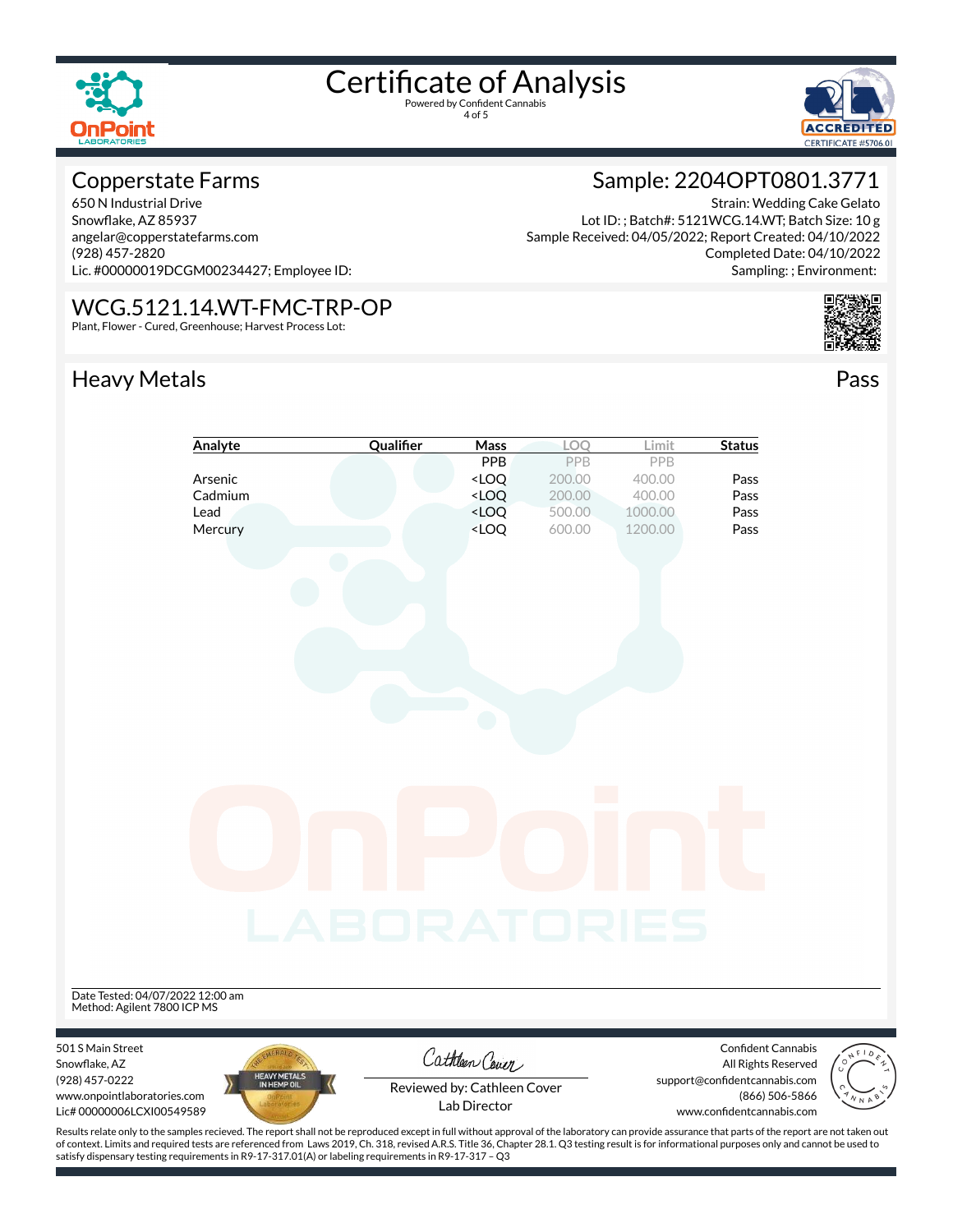# Certificate of Analysis

Powered by Confident Cannabis

## Copperstate Farms

650 N Industrial Drive
Snowflake, AZ 85937
angelar@copperstatefarms.com
(928) 457-2820
Lic. #00000019DCGM00234427; Employee ID:

## Sample: 2204OPT0801.3771

Strain: Wedding Cake Gelato
Lot ID: ; Batch#: 5121WCG.14.WT; Batch Size: 10 g
Sample Received: 04/05/2022; Report Created: 04/10/2022
Completed Date: 04/10/2022
Sampling: ; Environment:

## WCG.5121.14.WT-FMC-TRP-OP

Plant, Flower - Cured, Greenhouse; Harvest Process Lot:

## Heavy Metals

Pass

| Analyte | Qualifier | Mass | LOQ | Limit | Status |
|---|---|---|---|---|---|
| | | PPB | PPB | PPB | |
| Arsenic | | <LOQ | 200.00 | 400.00 | Pass |
| Cadmium | | <LOQ | 200.00 | 400.00 | Pass |
| Lead | | <LOQ | 500.00 | 1000.00 | Pass |
| Mercury | | <LOQ | 600.00 | 1200.00 | Pass |

Date Tested: 04/07/2022 12:00 am
Method: Agilent 7800 ICP MS

501 S Main Street
Snowflake, AZ
(928) 457-0222
www.onpointlaboratories.com
Lic# 00000006LCXI00549589

Reviewed by: Cathleen Cover
Lab Director

Confident Cannabis
All Rights Reserved
support@confidentcannabis.com
(866) 506-5866
www.confidentcannabis.com

Results relate only to the samples recieved. The report shall not be reproduced except in full without approval of the laboratory can provide assurance that parts of the report are not taken out of context. Limits and required tests are referenced from Laws 2019, Ch. 318, revised A.R.S. Title 36, Chapter 28.1. Q3 testing result is for informational purposes only and cannot be used to satisfy dispensary testing requirements in R9-17-317.01(A) or labeling requirements in R9-17-317 – Q3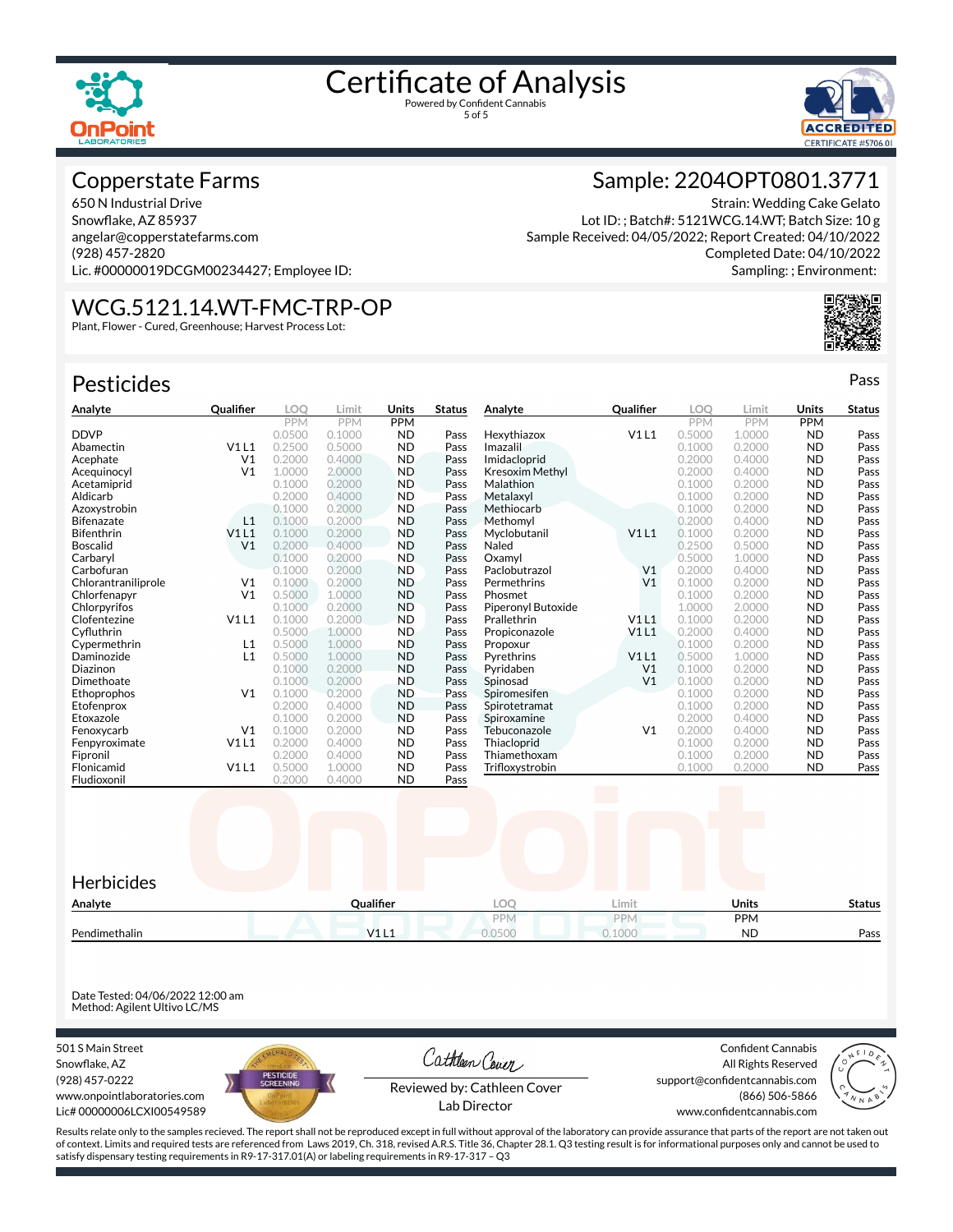# Certificate of Analysis

Powered by Confident Cannabis

## Copperstate Farms

650 N Industrial Drive
Snowflake, AZ 85937
angelar@copperstatefarms.com
(928) 457-2820
Lic. #00000019DCGM00234427; Employee ID:

## Sample: 2204OPT0801.3771

Strain: Wedding Cake Gelato
Lot ID: ; Batch#: 5121WCG.14.WT; Batch Size: 10 g
Sample Received: 04/05/2022; Report Created: 04/10/2022
Completed Date: 04/10/2022
Sampling: ; Environment:

## WCG.5121.14.WT-FMC-TRP-OP

Plant, Flower - Cured, Greenhouse; Harvest Process Lot:

## Pesticides

Pass

| Analyte | Qualifier | LOQ | Limit | Units | Status |
|---|---|---|---|---|---|
| | | PPM | PPM | PPM | |
| DDVP | | 0.0500 | 0.1000 | ND | Pass |
| Abamectin | V1 L1 | 0.2500 | 0.5000 | ND | Pass |
| Acephate | V1 | 0.2000 | 0.4000 | ND | Pass |
| Acequinocyl | V1 | 1.0000 | 2.0000 | ND | Pass |
| Acetamiprid | | 0.1000 | 0.2000 | ND | Pass |
| Aldicarb | | 0.2000 | 0.4000 | ND | Pass |
| Azoxystrobin | | 0.1000 | 0.2000 | ND | Pass |
| Bifenazate | L1 | 0.1000 | 0.2000 | ND | Pass |
| Bifenthrin | V1 L1 | 0.1000 | 0.2000 | ND | Pass |
| Boscalid | V1 | 0.2000 | 0.4000 | ND | Pass |
| Carbaryl | | 0.1000 | 0.2000 | ND | Pass |
| Carbofuran | | 0.1000 | 0.2000 | ND | Pass |
| Chlorantraniliprole | V1 | 0.1000 | 0.2000 | ND | Pass |
| Chlorfenapyr | V1 | 0.5000 | 1.0000 | ND | Pass |
| Chlorpyrifos | | 0.1000 | 0.2000 | ND | Pass |
| Clofentezine | V1 L1 | 0.1000 | 0.2000 | ND | Pass |
| Cyfluthrin | | 0.5000 | 1.0000 | ND | Pass |
| Cypermethrin | L1 | 0.5000 | 1.0000 | ND | Pass |
| Daminozide | L1 | 0.5000 | 1.0000 | ND | Pass |
| Diazinon | | 0.1000 | 0.2000 | ND | Pass |
| Dimethoate | | 0.1000 | 0.2000 | ND | Pass |
| Ethoprophos | V1 | 0.1000 | 0.2000 | ND | Pass |
| Etofenprox | | 0.2000 | 0.4000 | ND | Pass |
| Etoxazole | | 0.1000 | 0.2000 | ND | Pass |
| Fenoxycarb | V1 | 0.1000 | 0.2000 | ND | Pass |
| Fenpyroximate | V1 L1 | 0.2000 | 0.4000 | ND | Pass |
| Fipronil | | 0.2000 | 0.4000 | ND | Pass |
| Flonicamid | V1 L1 | 0.5000 | 1.0000 | ND | Pass |
| Fludioxonil | | 0.2000 | 0.4000 | ND | Pass |
| Hexythiazox | V1 L1 | 0.5000 | 1.0000 | ND | Pass |
| Imazalil | | 0.1000 | 0.2000 | ND | Pass |
| Imidacloprid | | 0.2000 | 0.4000 | ND | Pass |
| Kresoxim Methyl | | 0.2000 | 0.4000 | ND | Pass |
| Malathion | | 0.1000 | 0.2000 | ND | Pass |
| Metalaxyl | | 0.1000 | 0.2000 | ND | Pass |
| Methiocarb | | 0.1000 | 0.2000 | ND | Pass |
| Methomyl | | 0.2000 | 0.4000 | ND | Pass |
| Myclobutanil | V1 L1 | 0.1000 | 0.2000 | ND | Pass |
| Naled | | 0.2500 | 0.5000 | ND | Pass |
| Oxamyl | | 0.5000 | 1.0000 | ND | Pass |
| Paclobutrazol | V1 | 0.2000 | 0.4000 | ND | Pass |
| Permethrins | V1 | 0.1000 | 0.2000 | ND | Pass |
| Phosmet | | 0.1000 | 0.2000 | ND | Pass |
| Piperonyl Butoxide | | 1.0000 | 2.0000 | ND | Pass |
| Prallethrin | V1 L1 | 0.1000 | 0.2000 | ND | Pass |
| Propiconazole | V1 L1 | 0.2000 | 0.4000 | ND | Pass |
| Propoxur | | 0.1000 | 0.2000 | ND | Pass |
| Pyrethrins | V1 L1 | 0.5000 | 1.0000 | ND | Pass |
| Pyridaben | V1 | 0.1000 | 0.2000 | ND | Pass |
| Spinosad | V1 | 0.1000 | 0.2000 | ND | Pass |
| Spiromesifen | | 0.1000 | 0.2000 | ND | Pass |
| Spirotetramat | | 0.1000 | 0.2000 | ND | Pass |
| Spiroxamine | | 0.2000 | 0.4000 | ND | Pass |
| Tebuconazole | V1 | 0.2000 | 0.4000 | ND | Pass |
| Thiacloprid | | 0.1000 | 0.2000 | ND | Pass |
| Thiamethoxam | | 0.1000 | 0.2000 | ND | Pass |
| Trifloxystrobin | | 0.1000 | 0.2000 | ND | Pass |

## Herbicides

| Analyte | Qualifier | LOQ | Limit | Units | Status |
|---|---|---|---|---|---|
| | | PPM | PPM | PPM | |
| Pendimethalin | V1 L1 | 0.0500 | 0.1000 | ND | Pass |

Date Tested: 04/06/2022 12:00 am
Method: Agilent Ultivo LC/MS

501 S Main Street
Snowflake, AZ
(928) 457-0222
www.onpointlaboratories.com
Lic# 00000006LCXI00549589

Reviewed by: Cathleen Cover
Lab Director

Confident Cannabis
All Rights Reserved
support@confidentcannabis.com
(866) 506-5866
www.confidentcannabis.com

Results relate only to the samples recieved. The report shall not be reproduced except in full without approval of the laboratory can provide assurance that parts of the report are not taken out of context. Limits and required tests are referenced from Laws 2019, Ch. 318, revised A.R.S. Title 36, Chapter 28.1. Q3 testing result is for informational purposes only and cannot be used to satisfy dispensary testing requirements in R9-17-317.01(A) or labeling requirements in R9-17-317 – Q3